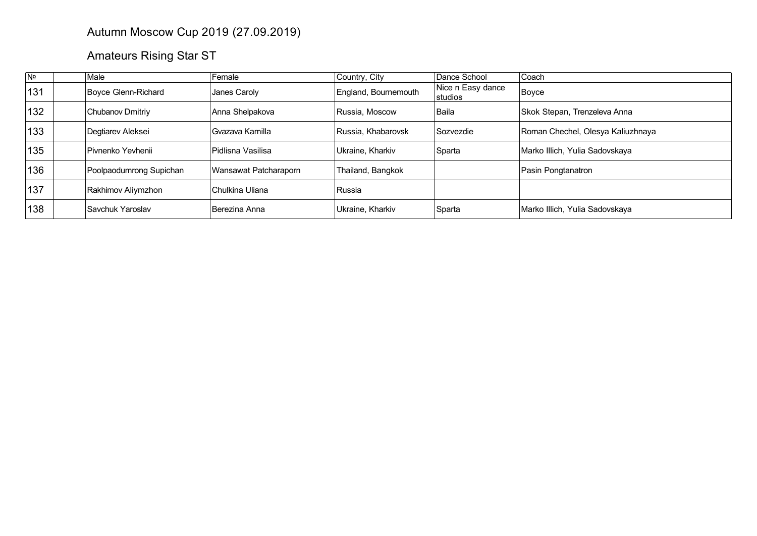# Autumn Moscow Cup 2019 (27.09.2019)

## Amateurs Rising Star ST

| № | | Male | Female | Country, City | Dance School | Coach |
|---|---|---|---|---|---|---|
| 131 | | Boyce Glenn-Richard | Janes Caroly | England, Bournemouth | Nice n Easy dance studios | Boyce |
| 132 | | Chubanov Dmitriy | Anna Shelpakova | Russia, Moscow | Baila | Skok Stepan, Trenzeleva Anna |
| 133 | | Degtiarev Aleksei | Gvazava Kamilla | Russia, Khabarovsk | Sozvezdie | Roman Chechel, Olesya Kaliuzhnaya |
| 135 | | Pivnenko Yevhenii | Pidlisna Vasilisa | Ukraine, Kharkiv | Sparta | Marko Illich, Yulia Sadovskaya |
| 136 | | Poolpaodumrong Supichan | Wansawat Patcharaporn | Thailand, Bangkok | | Pasin Pongtanatron |
| 137 | | Rakhimov Aliymzhon | Chulkina Uliana | Russia | | |
| 138 | | Savchuk Yaroslav | Berezina Anna | Ukraine, Kharkiv | Sparta | Marko Illich, Yulia Sadovskaya |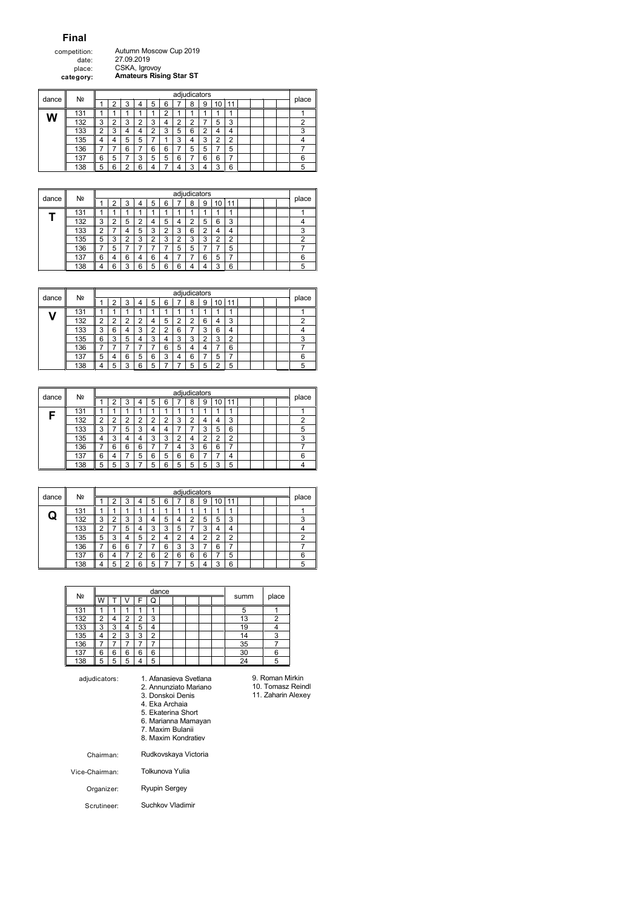## Final

competition: Autumn Moscow Cup 2019
date: 27.09.2019
place: CSKA, Igrovoy
**category:** **Amateurs Rising Star ST**

| dance | № | 1 | 2 | 3 | 4 | 5 | 6 | 7 | 8 | 9 | 10 | 11 | place |
|---|---|---|---|---|---|---|---|---|---|---|---|---|---|
| | | adjudicators | | | | | | | | | | | |
| **W** | 131 | 1 | 1 | 1 | 1 | 1 | 2 | 1 | 1 | 1 | 1 | 1 | 1 |
| | 132 | 3 | 2 | 3 | 2 | 3 | 4 | 2 | 2 | 7 | 5 | 3 | 2 |
| | 133 | 2 | 3 | 4 | 4 | 2 | 3 | 5 | 6 | 2 | 4 | 4 | 3 |
| | 135 | 4 | 4 | 5 | 5 | 7 | 1 | 3 | 4 | 3 | 2 | 2 | 4 |
| | 136 | 7 | 7 | 6 | 7 | 6 | 6 | 7 | 5 | 5 | 7 | 5 | 7 |
| | 137 | 6 | 5 | 7 | 3 | 5 | 5 | 6 | 7 | 6 | 6 | 7 | 6 |
| | 138 | 5 | 6 | 2 | 6 | 4 | 7 | 4 | 3 | 4 | 3 | 6 | 5 |

| dance | № | 1 | 2 | 3 | 4 | 5 | 6 | 7 | 8 | 9 | 10 | 11 | place |
|---|---|---|---|---|---|---|---|---|---|---|---|---|---|
| | | adjudicators | | | | | | | | | | | |
| **T** | 131 | 1 | 1 | 1 | 1 | 1 | 1 | 1 | 1 | 1 | 1 | 1 | 1 |
| | 132 | 3 | 2 | 5 | 2 | 4 | 5 | 4 | 2 | 5 | 6 | 3 | 4 |
| | 133 | 2 | 7 | 4 | 5 | 3 | 2 | 3 | 6 | 2 | 4 | 4 | 3 |
| | 135 | 5 | 3 | 2 | 3 | 2 | 3 | 2 | 3 | 3 | 2 | 2 | 2 |
| | 136 | 7 | 5 | 7 | 7 | 7 | 7 | 5 | 5 | 7 | 7 | 5 | 7 |
| | 137 | 6 | 4 | 6 | 4 | 6 | 4 | 7 | 7 | 6 | 5 | 7 | 6 |
| | 138 | 4 | 6 | 3 | 6 | 5 | 6 | 6 | 4 | 4 | 3 | 6 | 5 |

| dance | № | 1 | 2 | 3 | 4 | 5 | 6 | 7 | 8 | 9 | 10 | 11 | place |
|---|---|---|---|---|---|---|---|---|---|---|---|---|---|
| | | adjudicators | | | | | | | | | | | |
| **V** | 131 | 1 | 1 | 1 | 1 | 1 | 1 | 1 | 1 | 1 | 1 | 1 | 1 |
| | 132 | 2 | 2 | 2 | 2 | 4 | 5 | 2 | 2 | 6 | 4 | 3 | 2 |
| | 133 | 3 | 6 | 4 | 3 | 2 | 2 | 6 | 7 | 3 | 6 | 4 | 4 |
| | 135 | 6 | 3 | 5 | 4 | 3 | 4 | 3 | 3 | 2 | 3 | 2 | 3 |
| | 136 | 7 | 7 | 7 | 7 | 7 | 6 | 5 | 4 | 4 | 7 | 6 | 7 |
| | 137 | 5 | 4 | 6 | 5 | 6 | 3 | 4 | 6 | 7 | 5 | 7 | 6 |
| | 138 | 4 | 5 | 3 | 6 | 5 | 7 | 7 | 5 | 5 | 2 | 5 | 5 |

| dance | № | 1 | 2 | 3 | 4 | 5 | 6 | 7 | 8 | 9 | 10 | 11 | place |
|---|---|---|---|---|---|---|---|---|---|---|---|---|---|
| | | adjudicators | | | | | | | | | | | |
| **F** | 131 | 1 | 1 | 1 | 1 | 1 | 1 | 1 | 1 | 1 | 1 | 1 | 1 |
| | 132 | 2 | 2 | 2 | 2 | 2 | 2 | 3 | 2 | 4 | 4 | 3 | 2 |
| | 133 | 3 | 7 | 5 | 3 | 4 | 4 | 7 | 7 | 3 | 5 | 6 | 5 |
| | 135 | 4 | 3 | 4 | 4 | 3 | 3 | 2 | 4 | 2 | 2 | 2 | 3 |
| | 136 | 7 | 6 | 6 | 6 | 7 | 7 | 4 | 3 | 6 | 6 | 7 | 7 |
| | 137 | 6 | 4 | 7 | 5 | 6 | 5 | 6 | 6 | 7 | 7 | 4 | 6 |
| | 138 | 5 | 5 | 3 | 7 | 5 | 6 | 5 | 5 | 5 | 3 | 5 | 4 |

| dance | № | 1 | 2 | 3 | 4 | 5 | 6 | 7 | 8 | 9 | 10 | 11 | place |
|---|---|---|---|---|---|---|---|---|---|---|---|---|---|
| | | adjudicators | | | | | | | | | | | |
| **Q** | 131 | 1 | 1 | 1 | 1 | 1 | 1 | 1 | 1 | 1 | 1 | 1 | 1 |
| | 132 | 3 | 2 | 3 | 3 | 4 | 5 | 4 | 2 | 5 | 5 | 3 | 3 |
| | 133 | 2 | 7 | 5 | 4 | 3 | 3 | 5 | 7 | 3 | 4 | 4 | 4 |
| | 135 | 5 | 3 | 4 | 5 | 2 | 4 | 2 | 4 | 2 | 2 | 2 | 2 |
| | 136 | 7 | 6 | 6 | 7 | 7 | 6 | 3 | 3 | 7 | 6 | 7 | 7 |
| | 137 | 6 | 4 | 7 | 2 | 6 | 2 | 6 | 6 | 6 | 7 | 5 | 6 |
| | 138 | 4 | 5 | 2 | 6 | 5 | 7 | 7 | 5 | 4 | 3 | 6 | 5 |

| № | W | T | V | F | Q | summ | place |
|---|---|---|---|---|---|---|---|
| | dance | | | | | | |
| 131 | 1 | 1 | 1 | 1 | 1 | 5 | 1 |
| 132 | 2 | 4 | 2 | 2 | 3 | 13 | 2 |
| 133 | 3 | 3 | 4 | 5 | 4 | 19 | 4 |
| 135 | 4 | 2 | 3 | 3 | 2 | 14 | 3 |
| 136 | 7 | 7 | 7 | 7 | 7 | 35 | 7 |
| 137 | 6 | 6 | 6 | 6 | 6 | 30 | 6 |
| 138 | 5 | 5 | 5 | 4 | 5 | 24 | 5 |

adjudicators:

1. Afanasieva Svetlana
2. Annunziato Mariano
3. Donskoi Denis
4. Eka Archaia
5. Ekaterina Short
6. Marianna Mamayan
7. Maxim Bulanii
8. Maxim Kondratiev
9. Roman Mirkin
10. Tomasz Reindl
11. Zaharin Alexey

Chairman: Rudkovskaya Victoria

Vice-Chairman: Tolkunova Yulia

Organizer: Ryupin Sergey

Scrutineer: Suchkov Vladimir